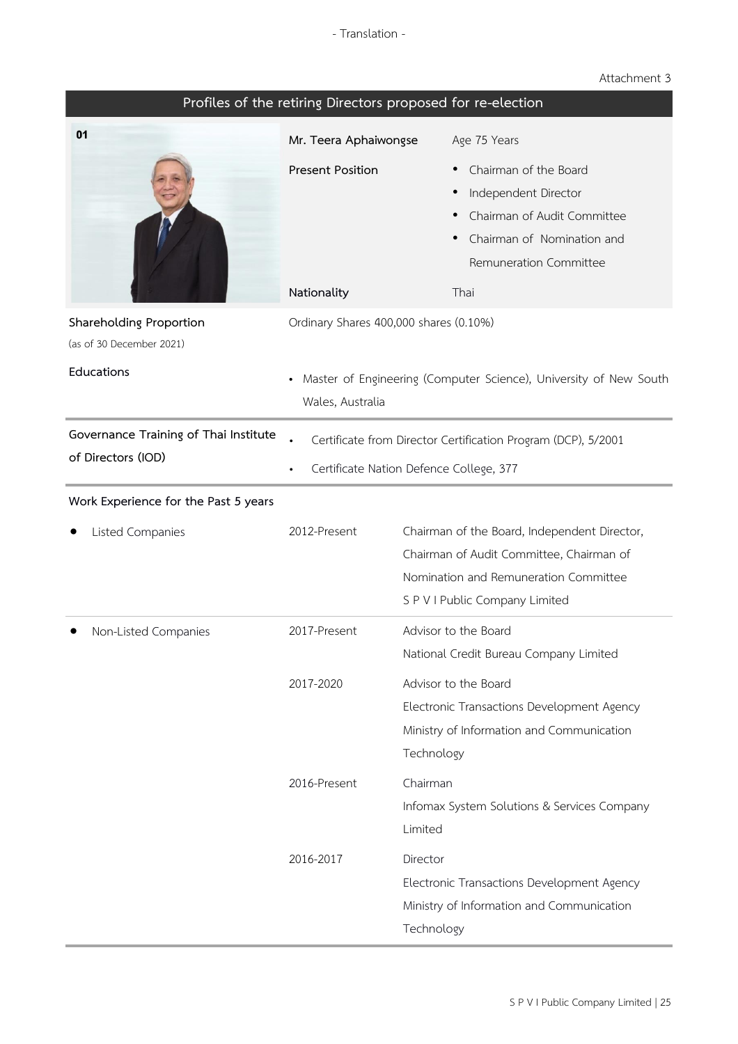- Translation -

Attachment 3

## Profiles of the retiring Directors proposed for re-election

**01**

| | |
|---|---|
| **Mr. Teera Aphaiwongse** | Age 75 Years |
| **Present Position** | • Chairman of the Board<br>• Independent Director<br>• Chairman of Audit Committee<br>• Chairman of Nomination and Remuneration Committee |
| **Nationality** | Thai |
| **Shareholding Proportion** (as of 30 December 2021) | Ordinary Shares 400,000 shares (0.10%) |
| **Educations** | • Master of Engineering (Computer Science), University of New South Wales, Australia |
| **Governance Training of Thai Institute of Directors (IOD)** | • Certificate from Director Certification Program (DCP), 5/2001<br>• Certificate Nation Defence College, 377 |

**Work Experience for the Past 5 years**

| | | |
|---|---|---|
| • Listed Companies | 2012-Present | Chairman of the Board, Independent Director, Chairman of Audit Committee, Chairman of Nomination and Remuneration Committee<br>S P V I Public Company Limited |
| • Non-Listed Companies | 2017-Present | Advisor to the Board<br>National Credit Bureau Company Limited |
| | 2017-2020 | Advisor to the Board<br>Electronic Transactions Development Agency<br>Ministry of Information and Communication Technology |
| | 2016-Present | Chairman<br>Infomax System Solutions & Services Company Limited |
| | 2016-2017 | Director<br>Electronic Transactions Development Agency<br>Ministry of Information and Communication Technology |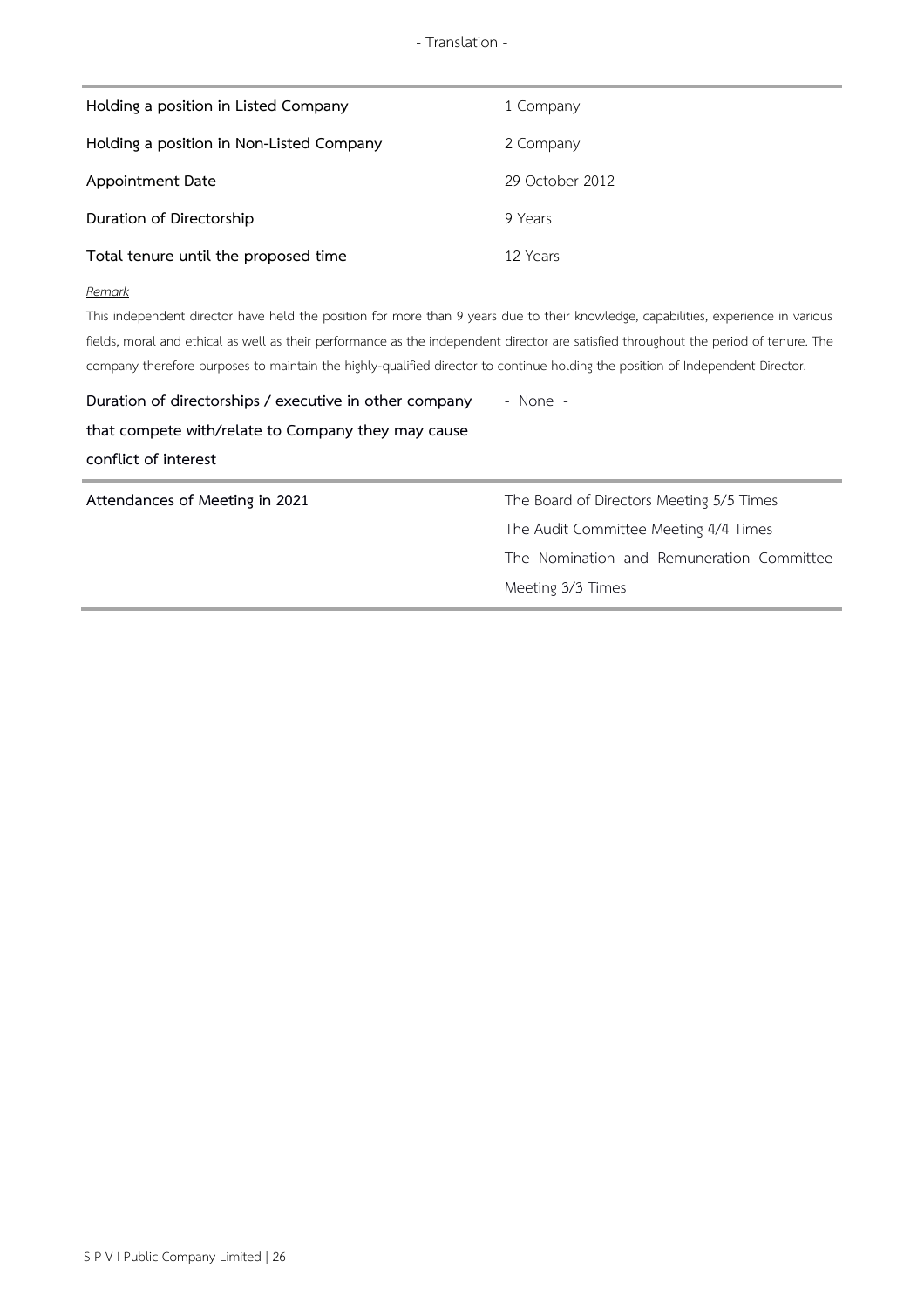| | |
|---|---|
| **Holding a position in Listed Company** | 1 Company |
| **Holding a position in Non-Listed Company** | 2 Company |
| **Appointment Date** | 29 October 2012 |
| **Duration of Directorship** | 9 Years |
| **Total tenure until the proposed time** | 12 Years |

*Remark*

This independent director have held the position for more than 9 years due to their knowledge, capabilities, experience in various fields, moral and ethical as well as their performance as the independent director are satisfied throughout the period of tenure. The company therefore purposes to maintain the highly-qualified director to continue holding the position of Independent Director.

| | |
|---|---|
| **Duration of directorships / executive in other company that compete with/relate to Company they may cause conflict of interest** | - None - |
| **Attendances of Meeting in 2021** | The Board of Directors Meeting 5/5 Times<br>The Audit Committee Meeting 4/4 Times<br>The Nomination and Remuneration Committee Meeting 3/3 Times |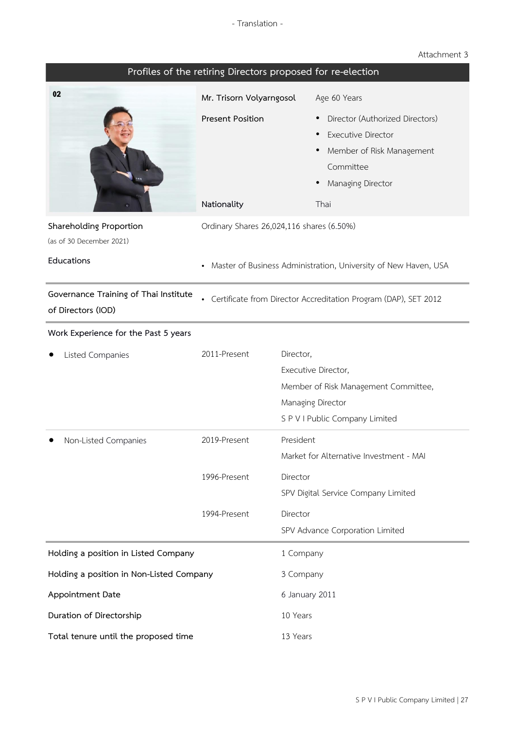- Translation -

Attachment 3

## Profiles of the retiring Directors proposed for re-election

**02**

| | |
|---|---|
| **Mr. Trisorn Volyarngosol** | Age 60 Years |
| **Present Position** | • Director (Authorized Directors)<br>• Executive Director<br>• Member of Risk Management Committee<br>• Managing Director |
| **Nationality** | Thai |

**Shareholding Proportion** (as of 30 December 2021): Ordinary Shares 26,024,116 shares (6.50%)

**Educations**

- Master of Business Administration, University of New Haven, USA

**Governance Training of Thai Institute of Directors (IOD)**

- Certificate from Director Accreditation Program (DAP), SET 2012

**Work Experience for the Past 5 years**

| | Period | Position |
|---|---|---|
| • Listed Companies | 2011-Present | Director,<br>Executive Director,<br>Member of Risk Management Committee,<br>Managing Director<br>S P V I Public Company Limited |
| • Non-Listed Companies | 2019-Present | President<br>Market for Alternative Investment - MAI |
| | 1996-Present | Director<br>SPV Digital Service Company Limited |
| | 1994-Present | Director<br>SPV Advance Corporation Limited |

| | |
|---|---|
| **Holding a position in Listed Company** | 1 Company |
| **Holding a position in Non-Listed Company** | 3 Company |
| **Appointment Date** | 6 January 2011 |
| **Duration of Directorship** | 10 Years |
| **Total tenure until the proposed time** | 13 Years |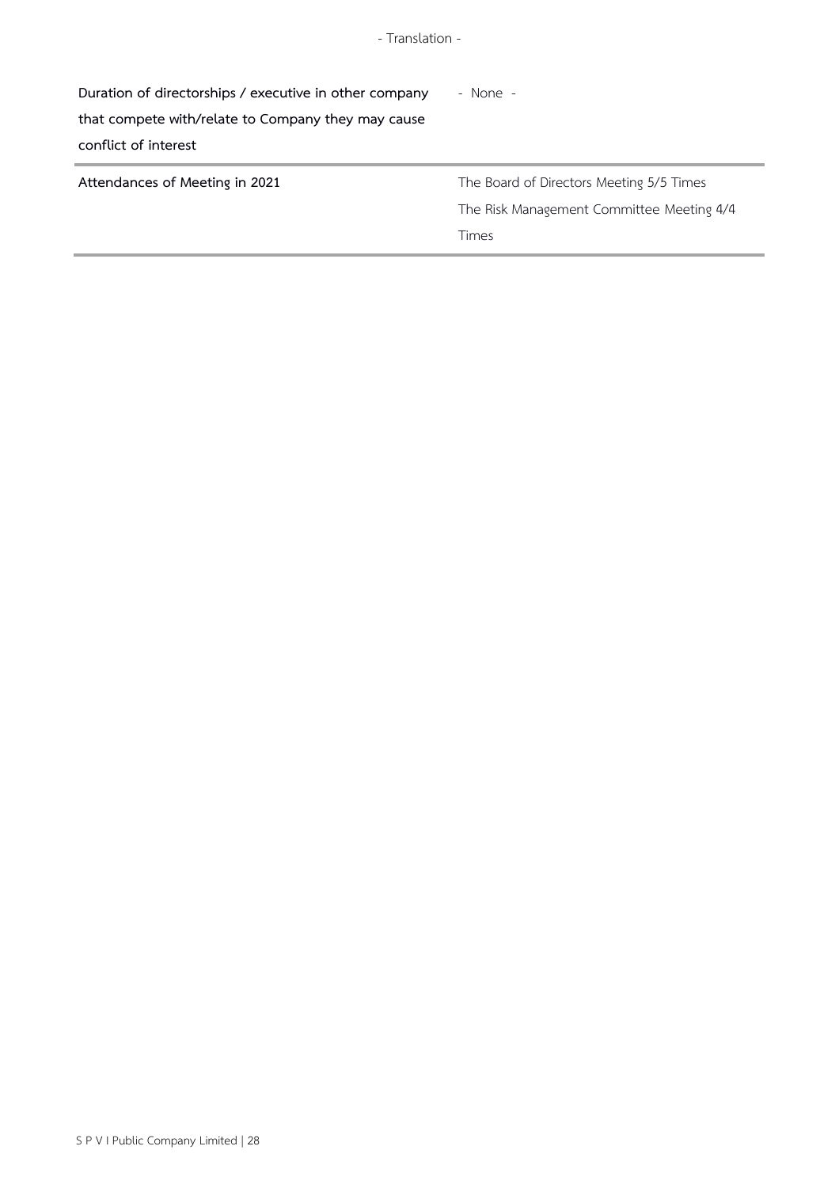| | |
|---|---|
| **Duration of directorships / executive in other company that compete with/relate to Company they may cause conflict of interest** | - None - |
| **Attendances of Meeting in 2021** | The Board of Directors Meeting 5/5 Times<br>The Risk Management Committee Meeting 4/4 Times |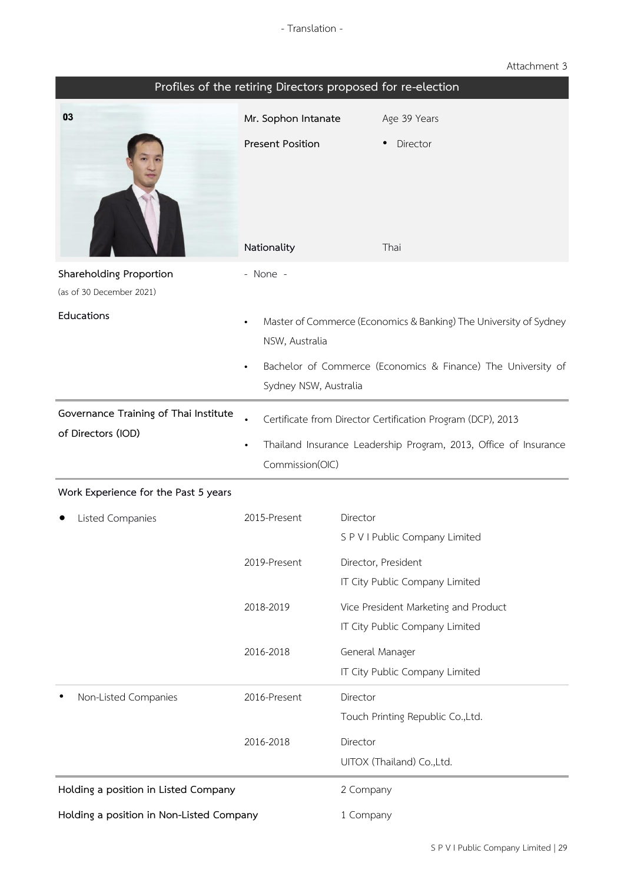- Translation -

Attachment 3

## Profiles of the retiring Directors proposed for re-election

**03**

| | | |
|---|---|---|
| **Mr. Sophon Intanate** | Age 39 Years | |
| **Present Position** | • Director | |
| **Nationality** | Thai | |

**Shareholding Proportion** (as of 30 December 2021): - None -

**Educations**

- Master of Commerce (Economics & Banking) The University of Sydney NSW, Australia
- Bachelor of Commerce (Economics & Finance) The University of Sydney NSW, Australia

**Governance Training of Thai Institute of Directors (IOD)**

- Certificate from Director Certification Program (DCP), 2013
- Thailand Insurance Leadership Program, 2013, Office of Insurance Commission(OIC)

**Work Experience for the Past 5 years**

| | | |
|---|---|---|
| • Listed Companies | 2015-Present | Director<br>S P V I Public Company Limited |
| | 2019-Present | Director, President<br>IT City Public Company Limited |
| | 2018-2019 | Vice President Marketing and Product<br>IT City Public Company Limited |
| | 2016-2018 | General Manager<br>IT City Public Company Limited |
| • Non-Listed Companies | 2016-Present | Director<br>Touch Printing Republic Co.,Ltd. |
| | 2016-2018 | Director<br>UITOX (Thailand) Co.,Ltd. |

| | |
|---|---|
| **Holding a position in Listed Company** | 2 Company |
| **Holding a position in Non-Listed Company** | 1 Company |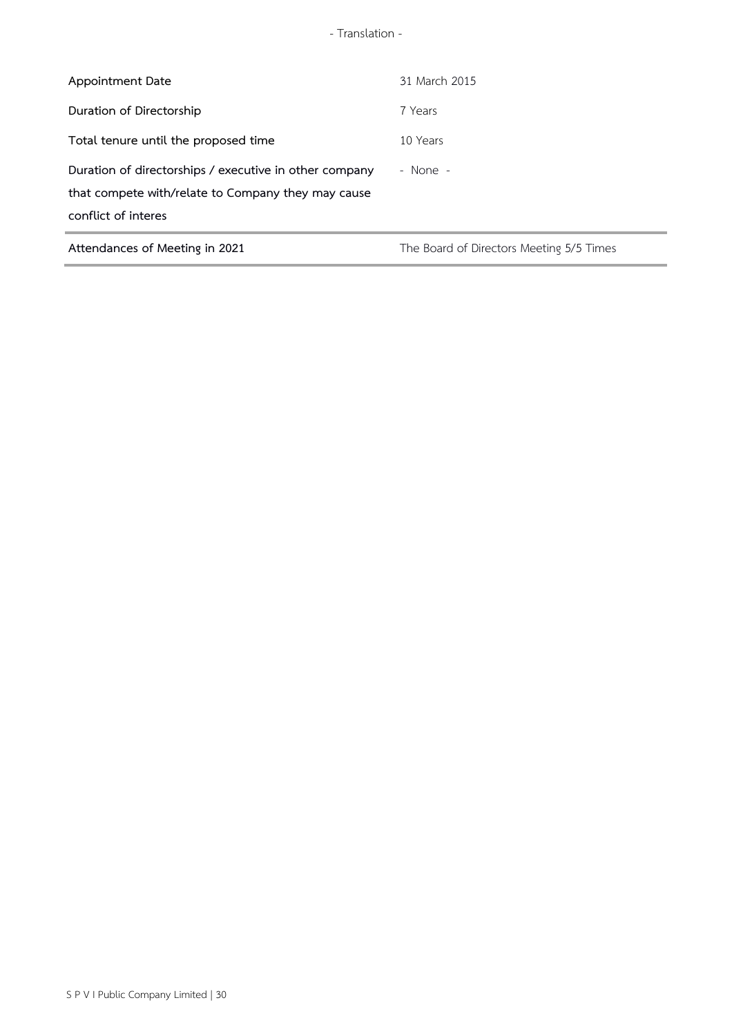| | |
|---|---|
| **Appointment Date** | 31 March 2015 |
| **Duration of Directorship** | 7 Years |
| **Total tenure until the proposed time** | 10 Years |
| **Duration of directorships / executive in other company that compete with/relate to Company they may cause conflict of interes** | - None - |
| **Attendances of Meeting in 2021** | The Board of Directors Meeting 5/5 Times |